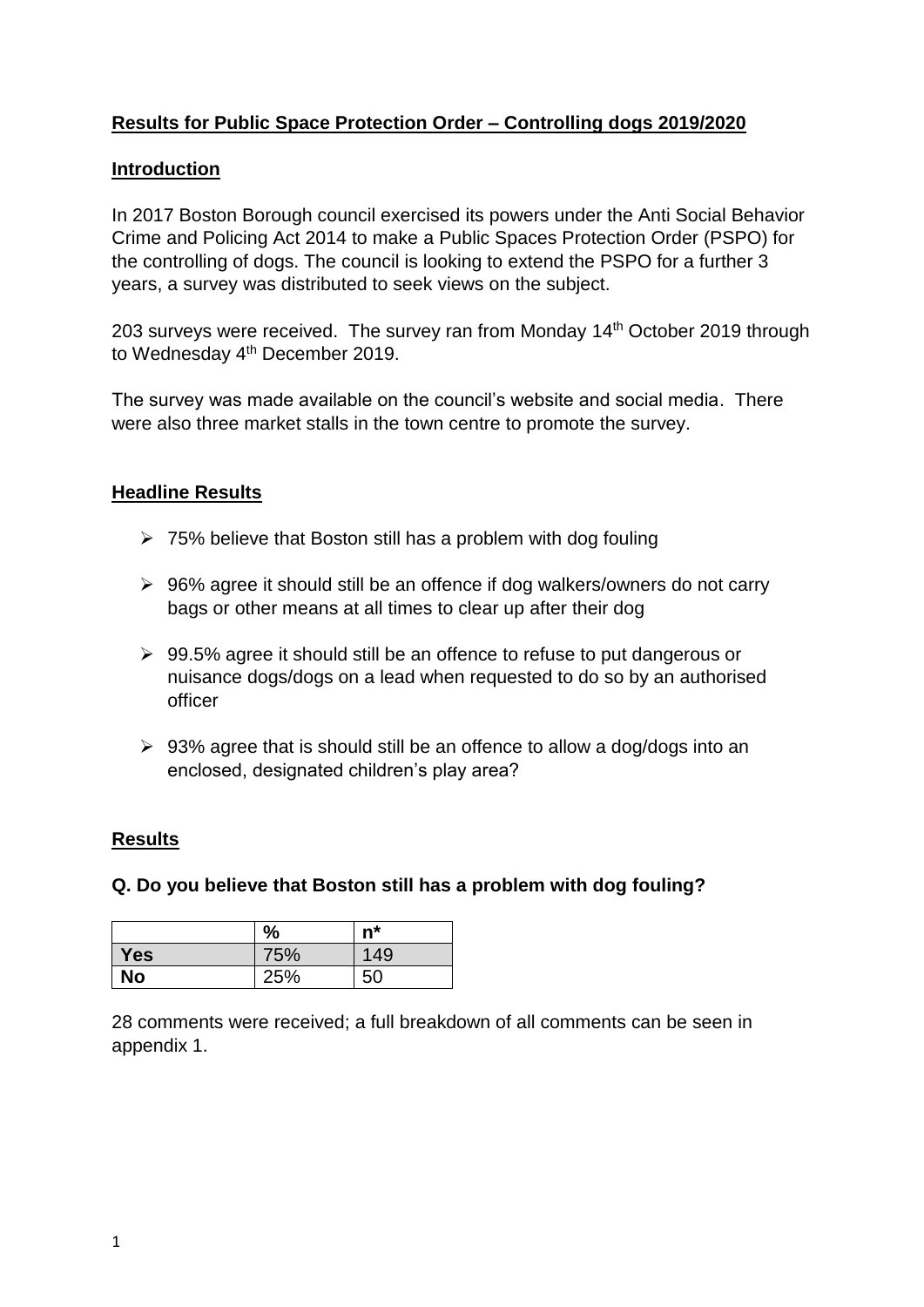# Results for Public Space Protection Order – Controlling dogs 2019/2020

## Introduction

In 2017 Boston Borough council exercised its powers under the Anti Social Behavior Crime and Policing Act 2014 to make a Public Spaces Protection Order (PSPO) for the controlling of dogs. The council is looking to extend the PSPO for a further 3 years, a survey was distributed to seek views on the subject.

203 surveys were received. The survey ran from Monday 14th October 2019 through to Wednesday 4th December 2019.

The survey was made available on the council's website and social media. There were also three market stalls in the town centre to promote the survey.

## Headline Results

- 75% believe that Boston still has a problem with dog fouling
- 96% agree it should still be an offence if dog walkers/owners do not carry bags or other means at all times to clear up after their dog
- 99.5% agree it should still be an offence to refuse to put dangerous or nuisance dogs/dogs on a lead when requested to do so by an authorised officer
- 93% agree that is should still be an offence to allow a dog/dogs into an enclosed, designated children's play area?

## Results

### Q. Do you believe that Boston still has a problem with dog fouling?

| | % | n* |
|---|---|---|
| **Yes** | 75% | 149 |
| **No** | 25% | 50 |

28 comments were received; a full breakdown of all comments can be seen in appendix 1.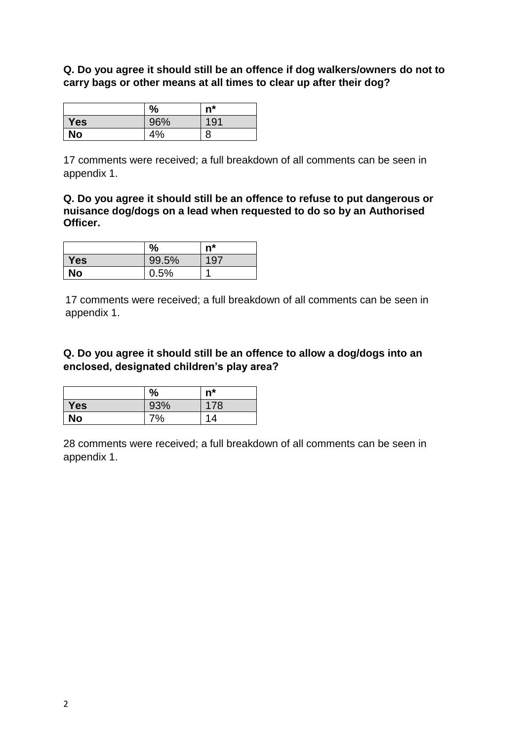**Q. Do you agree it should still be an offence if dog walkers/owners do not to carry bags or other means at all times to clear up after their dog?**

| | % | n* |
|---|---|---|
| **Yes** | 96% | 191 |
| **No** | 4% | 8 |

17 comments were received; a full breakdown of all comments can be seen in appendix 1.

**Q. Do you agree it should still be an offence to refuse to put dangerous or nuisance dog/dogs on a lead when requested to do so by an Authorised Officer.**

| | % | n* |
|---|---|---|
| **Yes** | 99.5% | 197 |
| **No** | 0.5% | 1 |

17 comments were received; a full breakdown of all comments can be seen in appendix 1.

**Q. Do you agree it should still be an offence to allow a dog/dogs into an enclosed, designated children's play area?**

| | % | n* |
|---|---|---|
| **Yes** | 93% | 178 |
| **No** | 7% | 14 |

28 comments were received; a full breakdown of all comments can be seen in appendix 1.